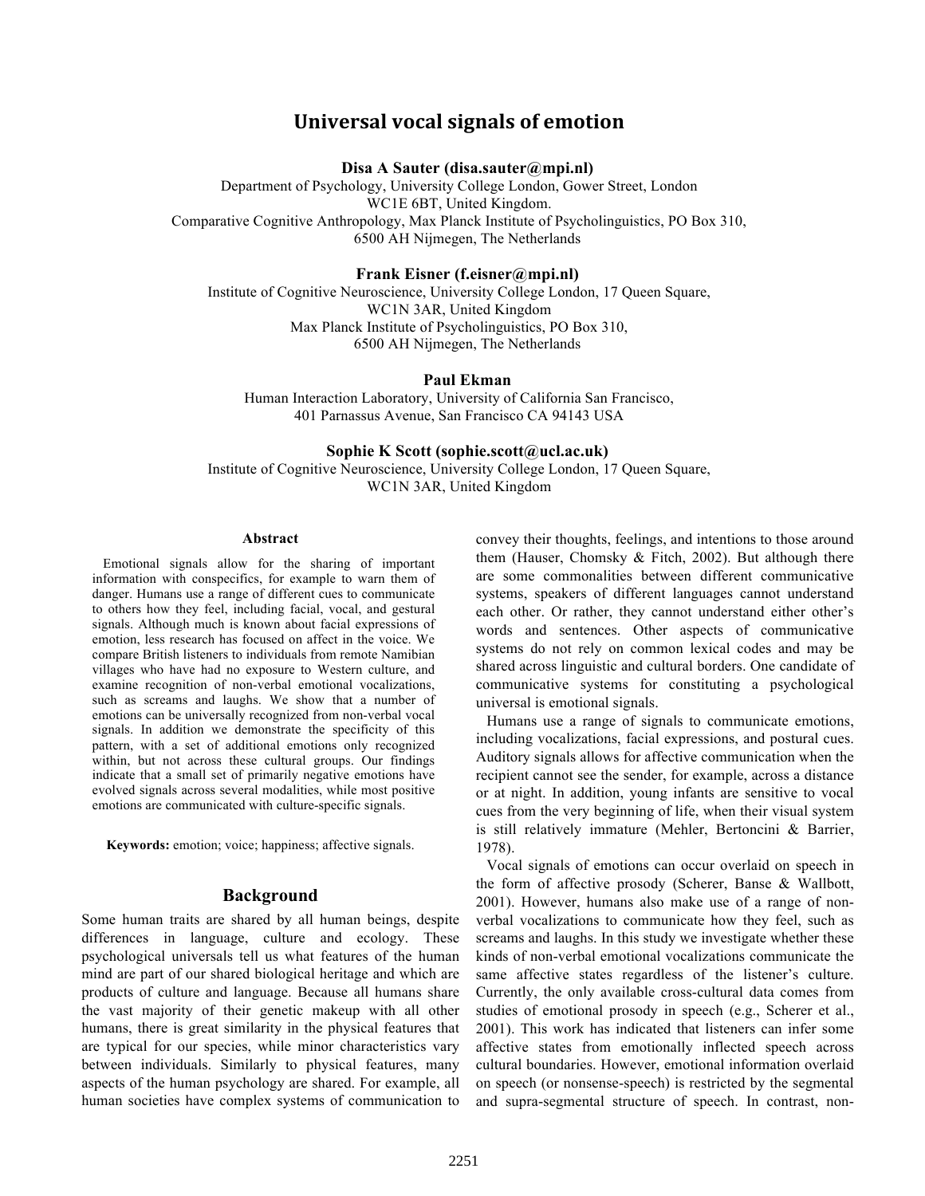# Universal vocal signals of emotion

**Disa A Sauter (disa.sauter@mpi.nl)**
Department of Psychology, University College London, Gower Street, London
WC1E 6BT, United Kingdom.
Comparative Cognitive Anthropology, Max Planck Institute of Psycholinguistics, PO Box 310,
6500 AH Nijmegen, The Netherlands

**Frank Eisner (f.eisner@mpi.nl)**
Institute of Cognitive Neuroscience, University College London, 17 Queen Square,
WC1N 3AR, United Kingdom
Max Planck Institute of Psycholinguistics, PO Box 310,
6500 AH Nijmegen, The Netherlands

**Paul Ekman**
Human Interaction Laboratory, University of California San Francisco,
401 Parnassus Avenue, San Francisco CA 94143 USA

**Sophie K Scott (sophie.scott@ucl.ac.uk)**
Institute of Cognitive Neuroscience, University College London, 17 Queen Square,
WC1N 3AR, United Kingdom

### Abstract

Emotional signals allow for the sharing of important information with conspecifics, for example to warn them of danger. Humans use a range of different cues to communicate to others how they feel, including facial, vocal, and gestural signals. Although much is known about facial expressions of emotion, less research has focused on affect in the voice. We compare British listeners to individuals from remote Namibian villages who have had no exposure to Western culture, and examine recognition of non-verbal emotional vocalizations, such as screams and laughs. We show that a number of emotions can be universally recognized from non-verbal vocal signals. In addition we demonstrate the specificity of this pattern, with a set of additional emotions only recognized within, but not across these cultural groups. Our findings indicate that a small set of primarily negative emotions have evolved signals across several modalities, while most positive emotions are communicated with culture-specific signals.

**Keywords:** emotion; voice; happiness; affective signals.

## Background

Some human traits are shared by all human beings, despite differences in language, culture and ecology. These psychological universals tell us what features of the human mind are part of our shared biological heritage and which are products of culture and language. Because all humans share the vast majority of their genetic makeup with all other humans, there is great similarity in the physical features that are typical for our species, while minor characteristics vary between individuals. Similarly to physical features, many aspects of the human psychology are shared. For example, all human societies have complex systems of communication to convey their thoughts, feelings, and intentions to those around them (Hauser, Chomsky & Fitch, 2002). But although there are some commonalities between different communicative systems, speakers of different languages cannot understand each other. Or rather, they cannot understand either other's words and sentences. Other aspects of communicative systems do not rely on common lexical codes and may be shared across linguistic and cultural borders. One candidate of communicative systems for constituting a psychological universal is emotional signals.

Humans use a range of signals to communicate emotions, including vocalizations, facial expressions, and postural cues. Auditory signals allows for affective communication when the recipient cannot see the sender, for example, across a distance or at night. In addition, young infants are sensitive to vocal cues from the very beginning of life, when their visual system is still relatively immature (Mehler, Bertoncini & Barrier, 1978).

Vocal signals of emotions can occur overlaid on speech in the form of affective prosody (Scherer, Banse & Wallbott, 2001). However, humans also make use of a range of non-verbal vocalizations to communicate how they feel, such as screams and laughs. In this study we investigate whether these kinds of non-verbal emotional vocalizations communicate the same affective states regardless of the listener's culture. Currently, the only available cross-cultural data comes from studies of emotional prosody in speech (e.g., Scherer et al., 2001). This work has indicated that listeners can infer some affective states from emotionally inflected speech across cultural boundaries. However, emotional information overlaid on speech (or nonsense-speech) is restricted by the segmental and supra-segmental structure of speech. In contrast, non-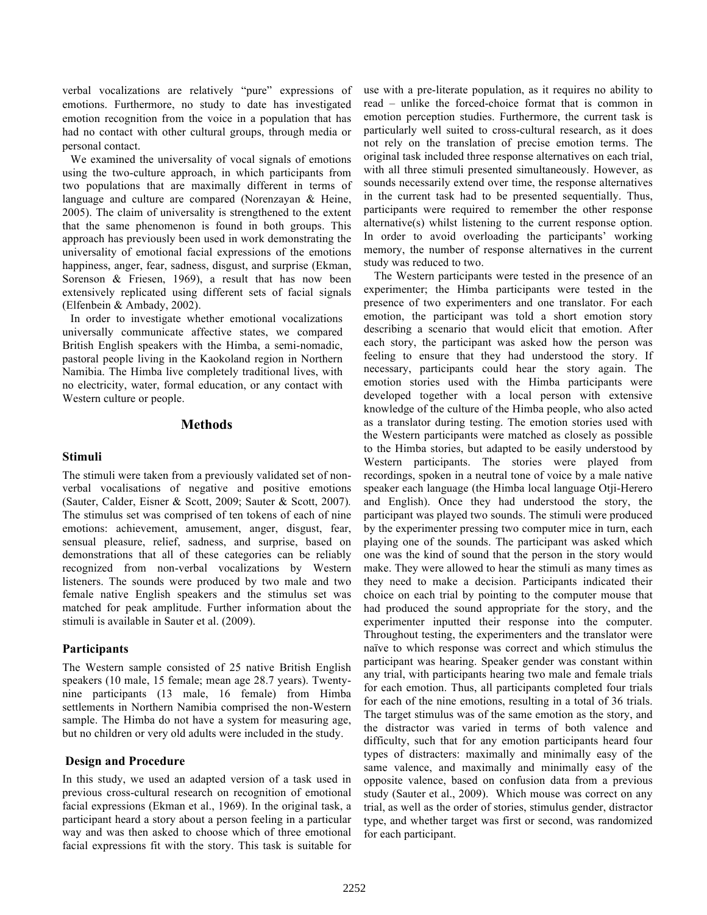verbal vocalizations are relatively "pure" expressions of emotions. Furthermore, no study to date has investigated emotion recognition from the voice in a population that has had no contact with other cultural groups, through media or personal contact.

We examined the universality of vocal signals of emotions using the two-culture approach, in which participants from two populations that are maximally different in terms of language and culture are compared (Norenzayan & Heine, 2005). The claim of universality is strengthened to the extent that the same phenomenon is found in both groups. This approach has previously been used in work demonstrating the universality of emotional facial expressions of the emotions happiness, anger, fear, sadness, disgust, and surprise (Ekman, Sorenson & Friesen, 1969), a result that has now been extensively replicated using different sets of facial signals (Elfenbein & Ambady, 2002).

In order to investigate whether emotional vocalizations universally communicate affective states, we compared British English speakers with the Himba, a semi-nomadic, pastoral people living in the Kaokoland region in Northern Namibia. The Himba live completely traditional lives, with no electricity, water, formal education, or any contact with Western culture or people.

## Methods

### Stimuli

The stimuli were taken from a previously validated set of non-verbal vocalisations of negative and positive emotions (Sauter, Calder, Eisner & Scott, 2009; Sauter & Scott, 2007). The stimulus set was comprised of ten tokens of each of nine emotions: achievement, amusement, anger, disgust, fear, sensual pleasure, relief, sadness, and surprise, based on demonstrations that all of these categories can be reliably recognized from non-verbal vocalizations by Western listeners. The sounds were produced by two male and two female native English speakers and the stimulus set was matched for peak amplitude. Further information about the stimuli is available in Sauter et al. (2009).

### Participants

The Western sample consisted of 25 native British English speakers (10 male, 15 female; mean age 28.7 years). Twenty-nine participants (13 male, 16 female) from Himba settlements in Northern Namibia comprised the non-Western sample. The Himba do not have a system for measuring age, but no children or very old adults were included in the study.

### Design and Procedure

In this study, we used an adapted version of a task used in previous cross-cultural research on recognition of emotional facial expressions (Ekman et al., 1969). In the original task, a participant heard a story about a person feeling in a particular way and was then asked to choose which of three emotional facial expressions fit with the story. This task is suitable for use with a pre-literate population, as it requires no ability to read – unlike the forced-choice format that is common in emotion perception studies. Furthermore, the current task is particularly well suited to cross-cultural research, as it does not rely on the translation of precise emotion terms. The original task included three response alternatives on each trial, with all three stimuli presented simultaneously. However, as sounds necessarily extend over time, the response alternatives in the current task had to be presented sequentially. Thus, participants were required to remember the other response alternative(s) whilst listening to the current response option. In order to avoid overloading the participants' working memory, the number of response alternatives in the current study was reduced to two.

The Western participants were tested in the presence of an experimenter; the Himba participants were tested in the presence of two experimenters and one translator. For each emotion, the participant was told a short emotion story describing a scenario that would elicit that emotion. After each story, the participant was asked how the person was feeling to ensure that they had understood the story. If necessary, participants could hear the story again. The emotion stories used with the Himba participants were developed together with a local person with extensive knowledge of the culture of the Himba people, who also acted as a translator during testing. The emotion stories used with the Western participants were matched as closely as possible to the Himba stories, but adapted to be easily understood by Western participants. The stories were played from recordings, spoken in a neutral tone of voice by a male native speaker each language (the Himba local language Otji-Herero and English). Once they had understood the story, the participant was played two sounds. The stimuli were produced by the experimenter pressing two computer mice in turn, each playing one of the sounds. The participant was asked which one was the kind of sound that the person in the story would make. They were allowed to hear the stimuli as many times as they need to make a decision. Participants indicated their choice on each trial by pointing to the computer mouse that had produced the sound appropriate for the story, and the experimenter inputted their response into the computer. Throughout testing, the experimenters and the translator were naïve to which response was correct and which stimulus the participant was hearing. Speaker gender was constant within any trial, with participants hearing two male and female trials for each emotion. Thus, all participants completed four trials for each of the nine emotions, resulting in a total of 36 trials. The target stimulus was of the same emotion as the story, and the distractor was varied in terms of both valence and difficulty, such that for any emotion participants heard four types of distracters: maximally and minimally easy of the same valence, and maximally and minimally easy of the opposite valence, based on confusion data from a previous study (Sauter et al., 2009). Which mouse was correct on any trial, as well as the order of stories, stimulus gender, distractor type, and whether target was first or second, was randomized for each participant.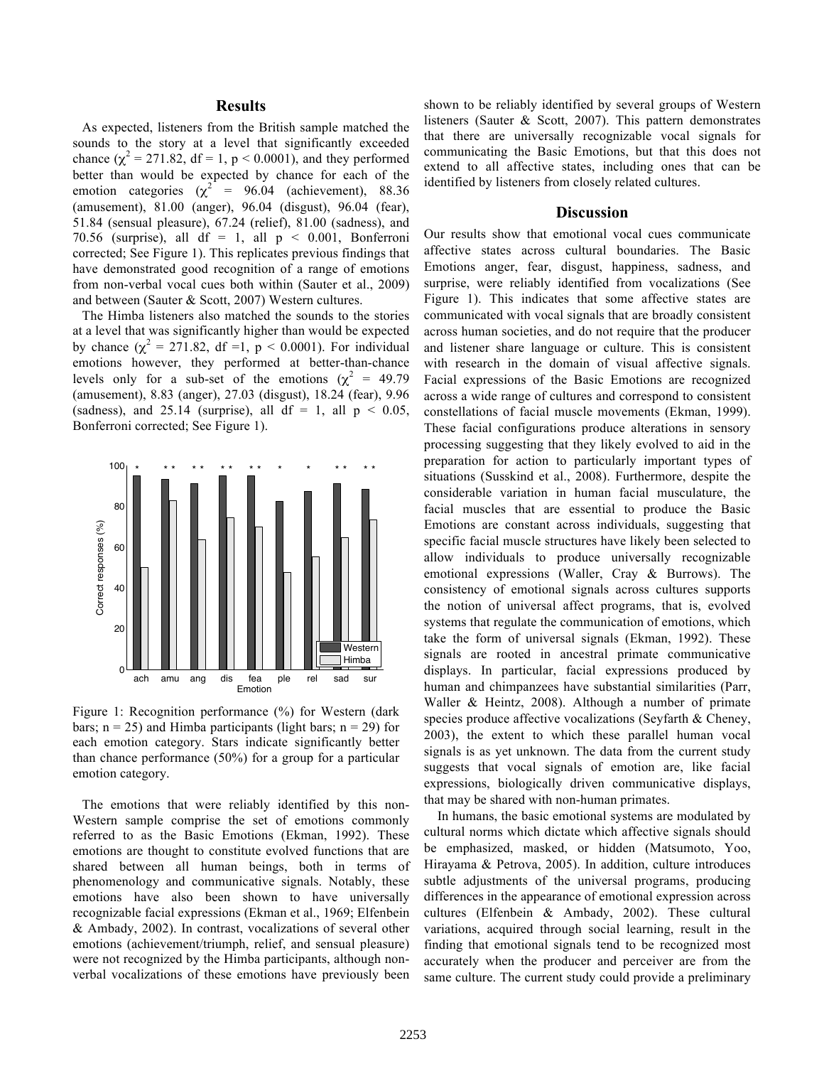## Results

As expected, listeners from the British sample matched the sounds to the story at a level that significantly exceeded chance ($\chi^2 = 271.82$, df = 1, $p < 0.0001$), and they performed better than would be expected by chance for each of the emotion categories ($\chi^2$ = 96.04 (achievement), 88.36 (amusement), 81.00 (anger), 96.04 (disgust), 96.04 (fear), 51.84 (sensual pleasure), 67.24 (relief), 81.00 (sadness), and 70.56 (surprise), all df = 1, all $p < 0.001$, Bonferroni corrected; See Figure 1). This replicates previous findings that have demonstrated good recognition of a range of emotions from non-verbal vocal cues both within (Sauter et al., 2009) and between (Sauter & Scott, 2007) Western cultures.

The Himba listeners also matched the sounds to the stories at a level that was significantly higher than would be expected by chance ($\chi^2 = 271.82$, df =1, $p < 0.0001$). For individual emotions however, they performed at better-than-chance levels only for a sub-set of the emotions ($\chi^2$ = 49.79 (amusement), 8.83 (anger), 27.03 (disgust), 18.24 (fear), 9.96 (sadness), and 25.14 (surprise), all df = 1, all $p < 0.05$, Bonferroni corrected; See Figure 1).

Figure 1: Recognition performance (%) for Western (dark bars; n = 25) and Himba participants (light bars; n = 29) for each emotion category. Stars indicate significantly better than chance performance (50%) for a group for a particular emotion category.

The emotions that were reliably identified by this non-Western sample comprise the set of emotions commonly referred to as the Basic Emotions (Ekman, 1992). These emotions are thought to constitute evolved functions that are shared between all human beings, both in terms of phenomenology and communicative signals. Notably, these emotions have also been shown to have universally recognizable facial expressions (Ekman et al., 1969; Elfenbein & Ambady, 2002). In contrast, vocalizations of several other emotions (achievement/triumph, relief, and sensual pleasure) were not recognized by the Himba participants, although non-verbal vocalizations of these emotions have previously been shown to be reliably identified by several groups of Western listeners (Sauter & Scott, 2007). This pattern demonstrates that there are universally recognizable vocal signals for communicating the Basic Emotions, but that this does not extend to all affective states, including ones that can be identified by listeners from closely related cultures.

## Discussion

Our results show that emotional vocal cues communicate affective states across cultural boundaries. The Basic Emotions anger, fear, disgust, happiness, sadness, and surprise, were reliably identified from vocalizations (See Figure 1). This indicates that some affective states are communicated with vocal signals that are broadly consistent across human societies, and do not require that the producer and listener share language or culture. This is consistent with research in the domain of visual affective signals. Facial expressions of the Basic Emotions are recognized across a wide range of cultures and correspond to consistent constellations of facial muscle movements (Ekman, 1999). These facial configurations produce alterations in sensory processing suggesting that they likely evolved to aid in the preparation for action to particularly important types of situations (Susskind et al., 2008). Furthermore, despite the considerable variation in human facial musculature, the facial muscles that are essential to produce the Basic Emotions are constant across individuals, suggesting that specific facial muscle structures have likely been selected to allow individuals to produce universally recognizable emotional expressions (Waller, Cray & Burrows). The consistency of emotional signals across cultures supports the notion of universal affect programs, that is, evolved systems that regulate the communication of emotions, which take the form of universal signals (Ekman, 1992). These signals are rooted in ancestral primate communicative displays. In particular, facial expressions produced by human and chimpanzees have substantial similarities (Parr, Waller & Heintz, 2008). Although a number of primate species produce affective vocalizations (Seyfarth & Cheney, 2003), the extent to which these parallel human vocal signals is as yet unknown. The data from the current study suggests that vocal signals of emotion are, like facial expressions, biologically driven communicative displays, that may be shared with non-human primates.

In humans, the basic emotional systems are modulated by cultural norms which dictate which affective signals should be emphasized, masked, or hidden (Matsumoto, Yoo, Hirayama & Petrova, 2005). In addition, culture introduces subtle adjustments of the universal programs, producing differences in the appearance of emotional expression across cultures (Elfenbein & Ambady, 2002). These cultural variations, acquired through social learning, result in the finding that emotional signals tend to be recognized most accurately when the producer and perceiver are from the same culture. The current study could provide a preliminary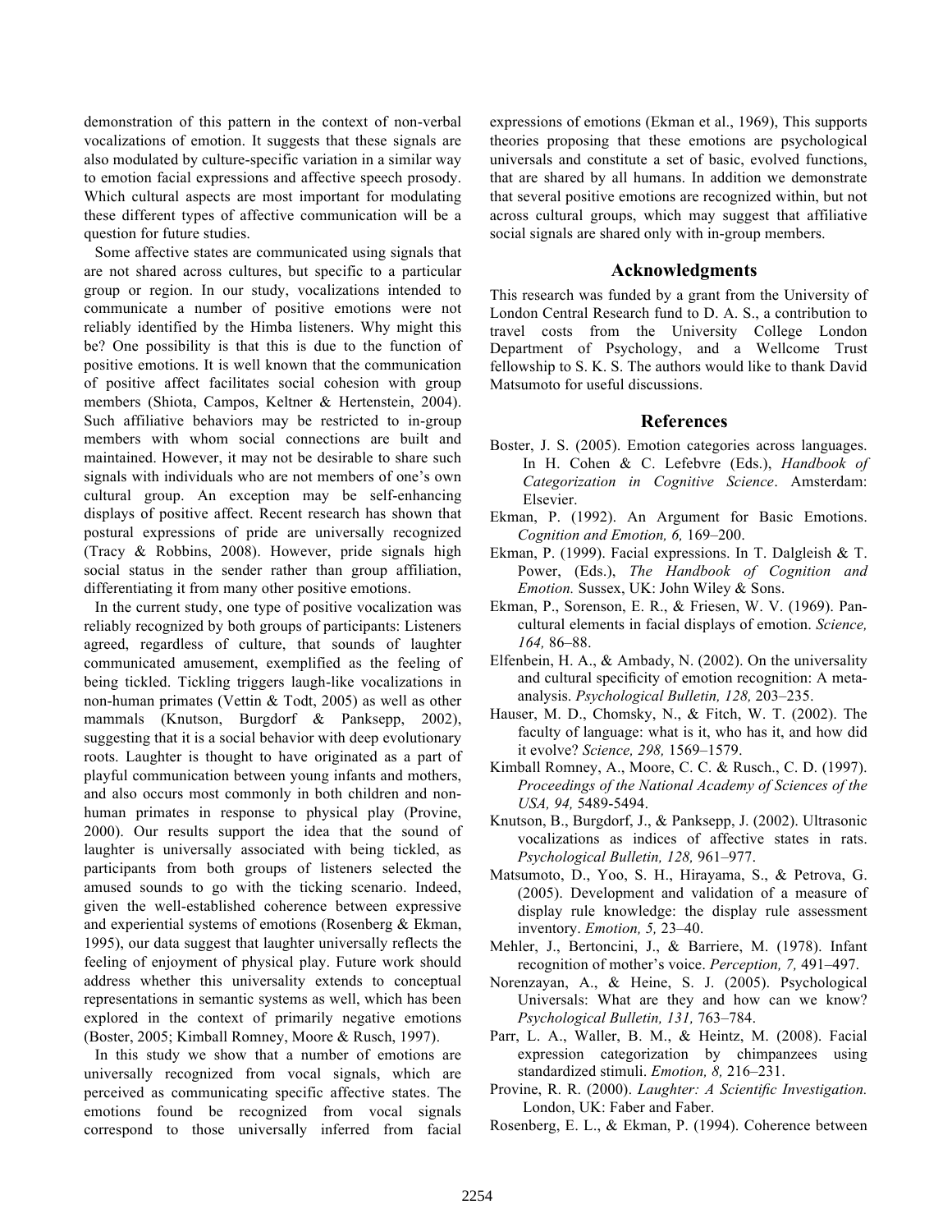demonstration of this pattern in the context of non-verbal vocalizations of emotion. It suggests that these signals are also modulated by culture-specific variation in a similar way to emotion facial expressions and affective speech prosody. Which cultural aspects are most important for modulating these different types of affective communication will be a question for future studies.

Some affective states are communicated using signals that are not shared across cultures, but specific to a particular group or region. In our study, vocalizations intended to communicate a number of positive emotions were not reliably identified by the Himba listeners. Why might this be? One possibility is that this is due to the function of positive emotions. It is well known that the communication of positive affect facilitates social cohesion with group members (Shiota, Campos, Keltner & Hertenstein, 2004). Such affiliative behaviors may be restricted to in-group members with whom social connections are built and maintained. However, it may not be desirable to share such signals with individuals who are not members of one's own cultural group. An exception may be self-enhancing displays of positive affect. Recent research has shown that postural expressions of pride are universally recognized (Tracy & Robbins, 2008). However, pride signals high social status in the sender rather than group affiliation, differentiating it from many other positive emotions.

In the current study, one type of positive vocalization was reliably recognized by both groups of participants: Listeners agreed, regardless of culture, that sounds of laughter communicated amusement, exemplified as the feeling of being tickled. Tickling triggers laugh-like vocalizations in non-human primates (Vettin & Todt, 2005) as well as other mammals (Knutson, Burgdorf & Panksepp, 2002), suggesting that it is a social behavior with deep evolutionary roots. Laughter is thought to have originated as a part of playful communication between young infants and mothers, and also occurs most commonly in both children and non-human primates in response to physical play (Provine, 2000). Our results support the idea that the sound of laughter is universally associated with being tickled, as participants from both groups of listeners selected the amused sounds to go with the ticking scenario. Indeed, given the well-established coherence between expressive and experiential systems of emotions (Rosenberg & Ekman, 1995), our data suggest that laughter universally reflects the feeling of enjoyment of physical play. Future work should address whether this universality extends to conceptual representations in semantic systems as well, which has been explored in the context of primarily negative emotions (Boster, 2005; Kimball Romney, Moore & Rusch, 1997).

In this study we show that a number of emotions are universally recognized from vocal signals, which are perceived as communicating specific affective states. The emotions found be recognized from vocal signals correspond to those universally inferred from facial expressions of emotions (Ekman et al., 1969), This supports theories proposing that these emotions are psychological universals and constitute a set of basic, evolved functions, that are shared by all humans. In addition we demonstrate that several positive emotions are recognized within, but not across cultural groups, which may suggest that affiliative social signals are shared only with in-group members.

## Acknowledgments

This research was funded by a grant from the University of London Central Research fund to D. A. S., a contribution to travel costs from the University College London Department of Psychology, and a Wellcome Trust fellowship to S. K. S. The authors would like to thank David Matsumoto for useful discussions.

## References

Boster, J. S. (2005). Emotion categories across languages. In H. Cohen & C. Lefebvre (Eds.), *Handbook of Categorization in Cognitive Science*. Amsterdam: Elsevier.

Ekman, P. (1992). An Argument for Basic Emotions. *Cognition and Emotion, 6,* 169–200.

Ekman, P. (1999). Facial expressions. In T. Dalgleish & T. Power, (Eds.), *The Handbook of Cognition and Emotion.* Sussex, UK: John Wiley & Sons.

Ekman, P., Sorenson, E. R., & Friesen, W. V. (1969). Pan-cultural elements in facial displays of emotion. *Science, 164,* 86–88.

Elfenbein, H. A., & Ambady, N. (2002). On the universality and cultural specificity of emotion recognition: A meta-analysis. *Psychological Bulletin, 128,* 203–235.

Hauser, M. D., Chomsky, N., & Fitch, W. T. (2002). The faculty of language: what is it, who has it, and how did it evolve? *Science, 298,* 1569–1579.

Kimball Romney, A., Moore, C. C. & Rusch., C. D. (1997). *Proceedings of the National Academy of Sciences of the USA, 94,* 5489-5494.

Knutson, B., Burgdorf, J., & Panksepp, J. (2002). Ultrasonic vocalizations as indices of affective states in rats. *Psychological Bulletin, 128,* 961–977.

Matsumoto, D., Yoo, S. H., Hirayama, S., & Petrova, G. (2005). Development and validation of a measure of display rule knowledge: the display rule assessment inventory. *Emotion, 5,* 23–40.

Mehler, J., Bertoncini, J., & Barriere, M. (1978). Infant recognition of mother's voice. *Perception, 7,* 491–497.

Norenzayan, A., & Heine, S. J. (2005). Psychological Universals: What are they and how can we know? *Psychological Bulletin, 131,* 763–784.

Parr, L. A., Waller, B. M., & Heintz, M. (2008). Facial expression categorization by chimpanzees using standardized stimuli. *Emotion, 8,* 216–231.

Provine, R. R. (2000). *Laughter: A Scientific Investigation.* London, UK: Faber and Faber.

Rosenberg, E. L., & Ekman, P. (1994). Coherence between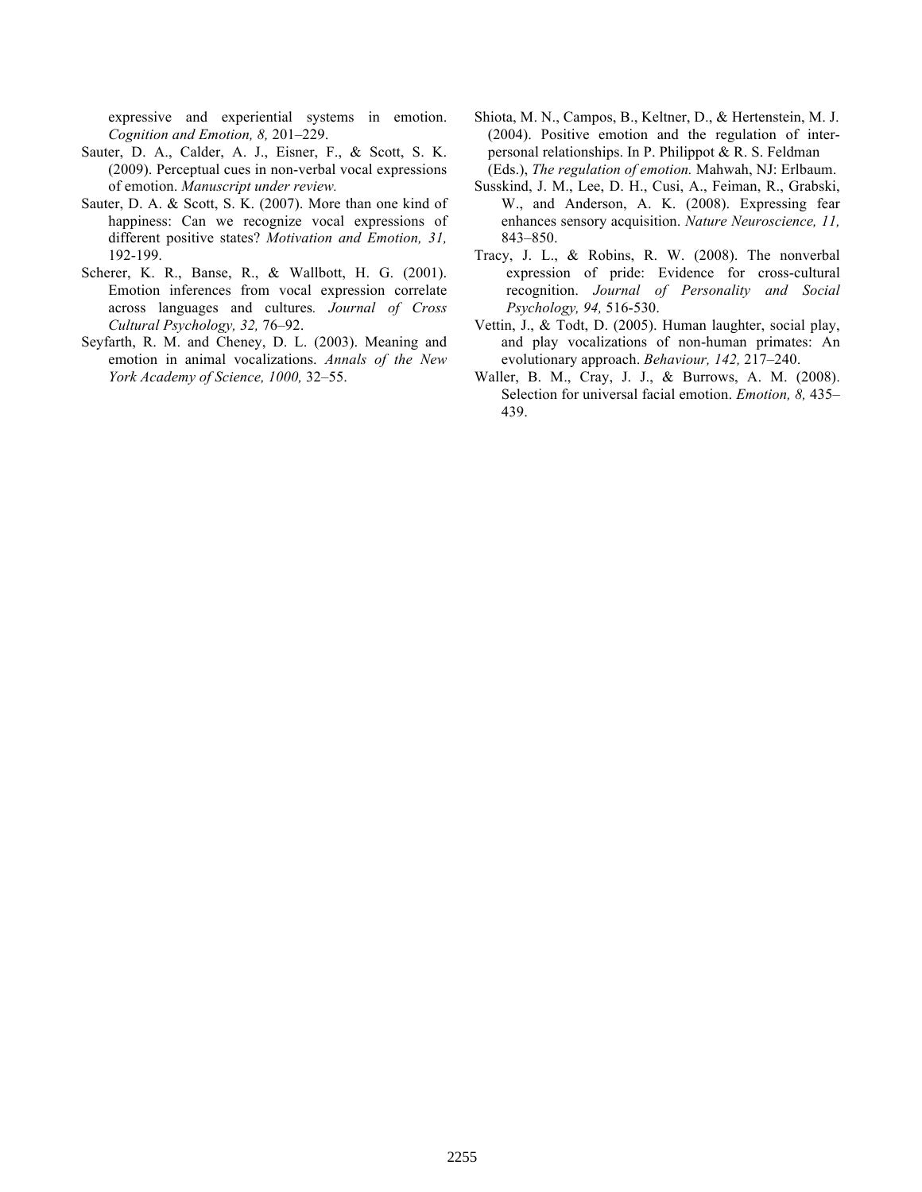expressive and experiential systems in emotion. *Cognition and Emotion, 8,* 201–229.

Sauter, D. A., Calder, A. J., Eisner, F., & Scott, S. K. (2009). Perceptual cues in non-verbal vocal expressions of emotion. *Manuscript under review.*

Sauter, D. A. & Scott, S. K. (2007). More than one kind of happiness: Can we recognize vocal expressions of different positive states? *Motivation and Emotion, 31,* 192-199.

Scherer, K. R., Banse, R., & Wallbott, H. G. (2001). Emotion inferences from vocal expression correlate across languages and cultures*. Journal of Cross Cultural Psychology, 32,* 76–92.

Seyfarth, R. M. and Cheney, D. L. (2003). Meaning and emotion in animal vocalizations. *Annals of the New York Academy of Science, 1000,* 32–55.

Shiota, M. N., Campos, B., Keltner, D., & Hertenstein, M. J. (2004). Positive emotion and the regulation of interpersonal relationships. In P. Philippot & R. S. Feldman (Eds.), *The regulation of emotion.* Mahwah, NJ: Erlbaum.

Susskind, J. M., Lee, D. H., Cusi, A., Feiman, R., Grabski, W., and Anderson, A. K. (2008). Expressing fear enhances sensory acquisition. *Nature Neuroscience, 11,* 843–850.

Tracy, J. L., & Robins, R. W. (2008). The nonverbal expression of pride: Evidence for cross-cultural recognition. *Journal of Personality and Social Psychology, 94,* 516-530.

Vettin, J., & Todt, D. (2005). Human laughter, social play, and play vocalizations of non-human primates: An evolutionary approach. *Behaviour, 142,* 217–240.

Waller, B. M., Cray, J. J., & Burrows, A. M. (2008). Selection for universal facial emotion. *Emotion, 8,* 435–439.